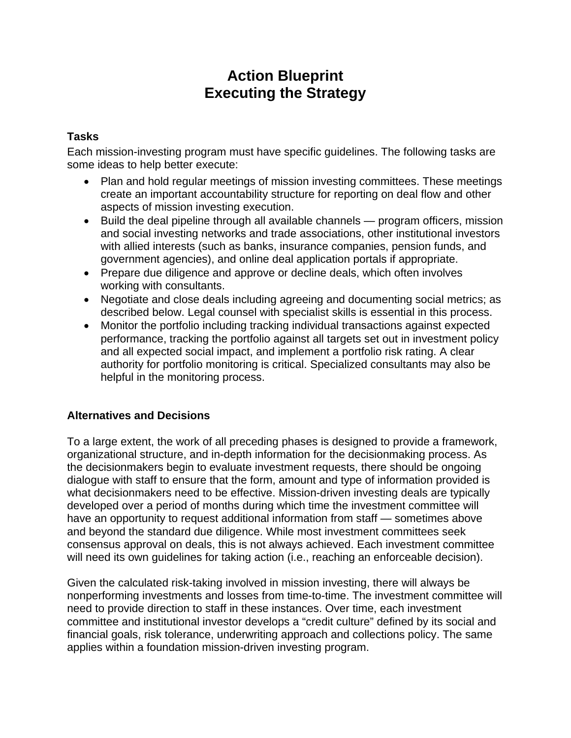# Action Blueprint
# Executing the Strategy

### Tasks

Each mission-investing program must have specific guidelines. The following tasks are some ideas to help better execute:

- Plan and hold regular meetings of mission investing committees. These meetings create an important accountability structure for reporting on deal flow and other aspects of mission investing execution.
- Build the deal pipeline through all available channels — program officers, mission and social investing networks and trade associations, other institutional investors with allied interests (such as banks, insurance companies, pension funds, and government agencies), and online deal application portals if appropriate.
- Prepare due diligence and approve or decline deals, which often involves working with consultants.
- Negotiate and close deals including agreeing and documenting social metrics; as described below. Legal counsel with specialist skills is essential in this process.
- Monitor the portfolio including tracking individual transactions against expected performance, tracking the portfolio against all targets set out in investment policy and all expected social impact, and implement a portfolio risk rating. A clear authority for portfolio monitoring is critical. Specialized consultants may also be helpful in the monitoring process.

### Alternatives and Decisions

To a large extent, the work of all preceding phases is designed to provide a framework, organizational structure, and in-depth information for the decisionmaking process. As the decisionmakers begin to evaluate investment requests, there should be ongoing dialogue with staff to ensure that the form, amount and type of information provided is what decisionmakers need to be effective. Mission-driven investing deals are typically developed over a period of months during which time the investment committee will have an opportunity to request additional information from staff — sometimes above and beyond the standard due diligence. While most investment committees seek consensus approval on deals, this is not always achieved. Each investment committee will need its own guidelines for taking action (i.e., reaching an enforceable decision).

Given the calculated risk-taking involved in mission investing, there will always be nonperforming investments and losses from time-to-time. The investment committee will need to provide direction to staff in these instances. Over time, each investment committee and institutional investor develops a "credit culture" defined by its social and financial goals, risk tolerance, underwriting approach and collections policy. The same applies within a foundation mission-driven investing program.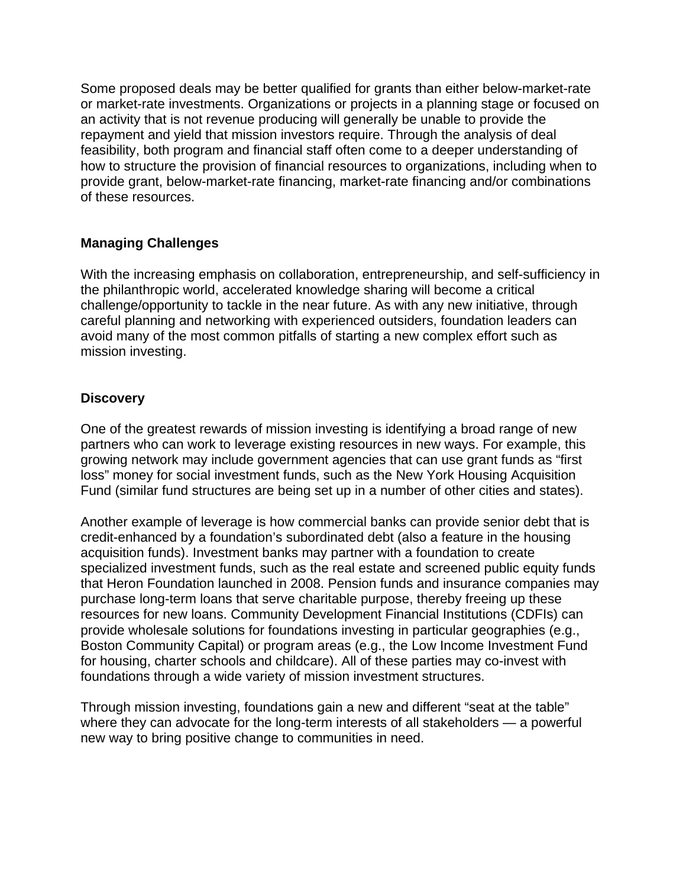Some proposed deals may be better qualified for grants than either below-market-rate or market-rate investments. Organizations or projects in a planning stage or focused on an activity that is not revenue producing will generally be unable to provide the repayment and yield that mission investors require. Through the analysis of deal feasibility, both program and financial staff often come to a deeper understanding of how to structure the provision of financial resources to organizations, including when to provide grant, below-market-rate financing, market-rate financing and/or combinations of these resources.

**Managing Challenges**

With the increasing emphasis on collaboration, entrepreneurship, and self-sufficiency in the philanthropic world, accelerated knowledge sharing will become a critical challenge/opportunity to tackle in the near future. As with any new initiative, through careful planning and networking with experienced outsiders, foundation leaders can avoid many of the most common pitfalls of starting a new complex effort such as mission investing.

**Discovery**

One of the greatest rewards of mission investing is identifying a broad range of new partners who can work to leverage existing resources in new ways. For example, this growing network may include government agencies that can use grant funds as "first loss" money for social investment funds, such as the New York Housing Acquisition Fund (similar fund structures are being set up in a number of other cities and states).

Another example of leverage is how commercial banks can provide senior debt that is credit-enhanced by a foundation's subordinated debt (also a feature in the housing acquisition funds). Investment banks may partner with a foundation to create specialized investment funds, such as the real estate and screened public equity funds that Heron Foundation launched in 2008. Pension funds and insurance companies may purchase long-term loans that serve charitable purpose, thereby freeing up these resources for new loans. Community Development Financial Institutions (CDFIs) can provide wholesale solutions for foundations investing in particular geographies (e.g., Boston Community Capital) or program areas (e.g., the Low Income Investment Fund for housing, charter schools and childcare). All of these parties may co-invest with foundations through a wide variety of mission investment structures.

Through mission investing, foundations gain a new and different "seat at the table" where they can advocate for the long-term interests of all stakeholders — a powerful new way to bring positive change to communities in need.